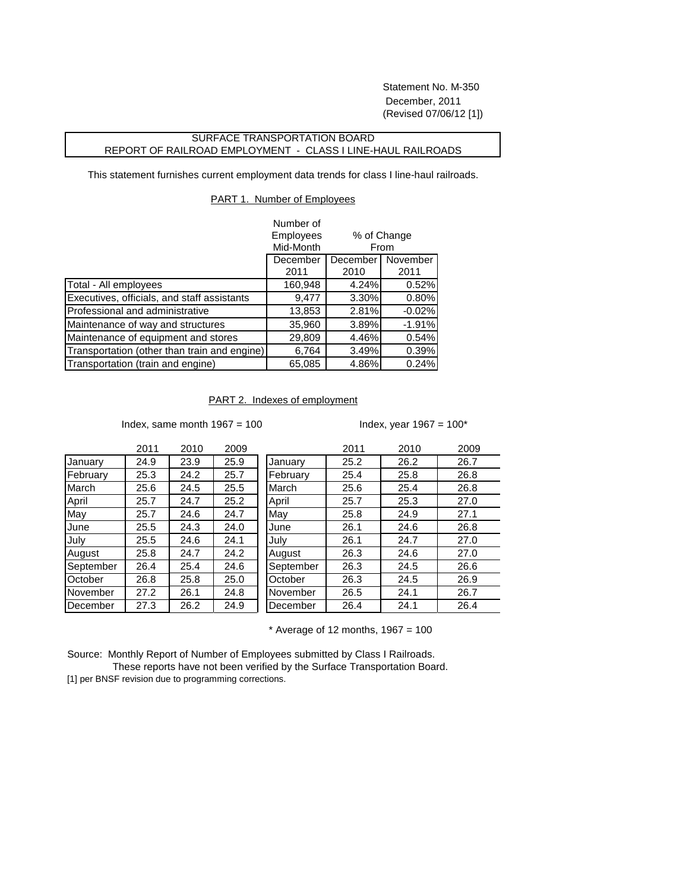Statement No. M-350
December, 2011
(Revised 07/06/12 [1])

## SURFACE TRANSPORTATION BOARD
## REPORT OF RAILROAD EMPLOYMENT - CLASS I LINE-HAUL RAILROADS

This statement furnishes current employment data trends for class I line-haul railroads.

### PART 1. Number of Employees

| | Number of Employees Mid-Month | % of Change From | |
|---|---|---|---|
| | December 2011 | December 2010 | November 2011 |
| Total - All employees | 160,948 | 4.24% | 0.52% |
| Executives, officials, and staff assistants | 9,477 | 3.30% | 0.80% |
| Professional and administrative | 13,853 | 2.81% | -0.02% |
| Maintenance of way and structures | 35,960 | 3.89% | -1.91% |
| Maintenance of equipment and stores | 29,809 | 4.46% | 0.54% |
| Transportation (other than train and engine) | 6,764 | 3.49% | 0.39% |
| Transportation (train and engine) | 65,085 | 4.86% | 0.24% |

### PART 2. Indexes of employment

Index, same month 1967 = 100

| | 2011 | 2010 | 2009 |
|---|---|---|---|
| January | 24.9 | 23.9 | 25.9 |
| February | 25.3 | 24.2 | 25.7 |
| March | 25.6 | 24.5 | 25.5 |
| April | 25.7 | 24.7 | 25.2 |
| May | 25.7 | 24.6 | 24.7 |
| June | 25.5 | 24.3 | 24.0 |
| July | 25.5 | 24.6 | 24.1 |
| August | 25.8 | 24.7 | 24.2 |
| September | 26.4 | 25.4 | 24.6 |
| October | 26.8 | 25.8 | 25.0 |
| November | 27.2 | 26.1 | 24.8 |
| December | 27.3 | 26.2 | 24.9 |

Index, year 1967 = 100*

| | 2011 | 2010 | 2009 |
|---|---|---|---|
| January | 25.2 | 26.2 | 26.7 |
| February | 25.4 | 25.8 | 26.8 |
| March | 25.6 | 25.4 | 26.8 |
| April | 25.7 | 25.3 | 27.0 |
| May | 25.8 | 24.9 | 27.1 |
| June | 26.1 | 24.6 | 26.8 |
| July | 26.1 | 24.7 | 27.0 |
| August | 26.3 | 24.6 | 27.0 |
| September | 26.3 | 24.5 | 26.6 |
| October | 26.3 | 24.5 | 26.9 |
| November | 26.5 | 24.1 | 26.7 |
| December | 26.4 | 24.1 | 26.4 |

\* Average of 12 months, 1967 = 100

Source: Monthly Report of Number of Employees submitted by Class I Railroads.
These reports have not been verified by the Surface Transportation Board.

[1] per BNSF revision due to programming corrections.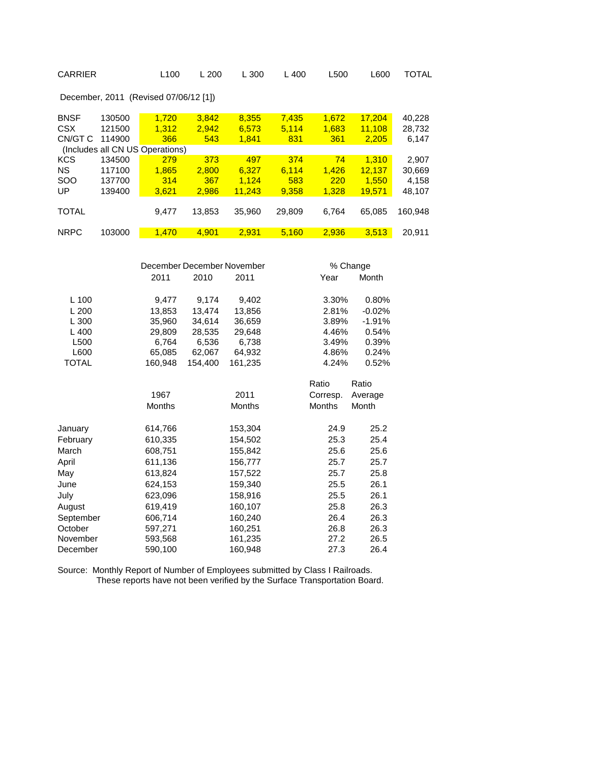| CARRIER | | L100 | L 200 | L 300 | L 400 | L500 | L600 | TOTAL |
|---|---|---|---|---|---|---|---|---|
| December, 2011 (Revised 07/06/12 [1]) | | | | | | | | |
| BNSF | 130500 | 1,720 | 3,842 | 8,355 | 7,435 | 1,672 | 17,204 | 40,228 |
| CSX | 121500 | 1,312 | 2,942 | 6,573 | 5,114 | 1,683 | 11,108 | 28,732 |
| CN/GT C | 114900 | 366 | 543 | 1,841 | 831 | 361 | 2,205 | 6,147 |
| (Includes all CN US Operations) | | | | | | | | |
| KCS | 134500 | 279 | 373 | 497 | 374 | 74 | 1,310 | 2,907 |
| NS | 117100 | 1,865 | 2,800 | 6,327 | 6,114 | 1,426 | 12,137 | 30,669 |
| SOO | 137700 | 314 | 367 | 1,124 | 583 | 220 | 1,550 | 4,158 |
| UP | 139400 | 3,621 | 2,986 | 11,243 | 9,358 | 1,328 | 19,571 | 48,107 |
| TOTAL | | 9,477 | 13,853 | 35,960 | 29,809 | 6,764 | 65,085 | 160,948 |
| NRPC | 103000 | 1,470 | 4,901 | 2,931 | 5,160 | 2,936 | 3,513 | 20,911 |

| | December 2011 | December 2010 | November 2011 | % Change Year | % Change Month |
|---|---|---|---|---|---|
| L 100 | 9,477 | 9,174 | 9,402 | 3.30% | 0.80% |
| L 200 | 13,853 | 13,474 | 13,856 | 2.81% | -0.02% |
| L 300 | 35,960 | 34,614 | 36,659 | 3.89% | -1.91% |
| L 400 | 29,809 | 28,535 | 29,648 | 4.46% | 0.54% |
| L500 | 6,764 | 6,536 | 6,738 | 3.49% | 0.39% |
| L600 | 65,085 | 62,067 | 64,932 | 4.86% | 0.24% |
| TOTAL | 160,948 | 154,400 | 161,235 | 4.24% | 0.52% |

| | 1967 Months | 2011 Months | Ratio Corresp. Months | Ratio Average Month |
|---|---|---|---|---|
| January | 614,766 | 153,304 | 24.9 | 25.2 |
| February | 610,335 | 154,502 | 25.3 | 25.4 |
| March | 608,751 | 155,842 | 25.6 | 25.6 |
| April | 611,136 | 156,777 | 25.7 | 25.7 |
| May | 613,824 | 157,522 | 25.7 | 25.8 |
| June | 624,153 | 159,340 | 25.5 | 26.1 |
| July | 623,096 | 158,916 | 25.5 | 26.1 |
| August | 619,419 | 160,107 | 25.8 | 26.3 |
| September | 606,714 | 160,240 | 26.4 | 26.3 |
| October | 597,271 | 160,251 | 26.8 | 26.3 |
| November | 593,568 | 161,235 | 27.2 | 26.5 |
| December | 590,100 | 160,948 | 27.3 | 26.4 |

Source: Monthly Report of Number of Employees submitted by Class I Railroads.
These reports have not been verified by the Surface Transportation Board.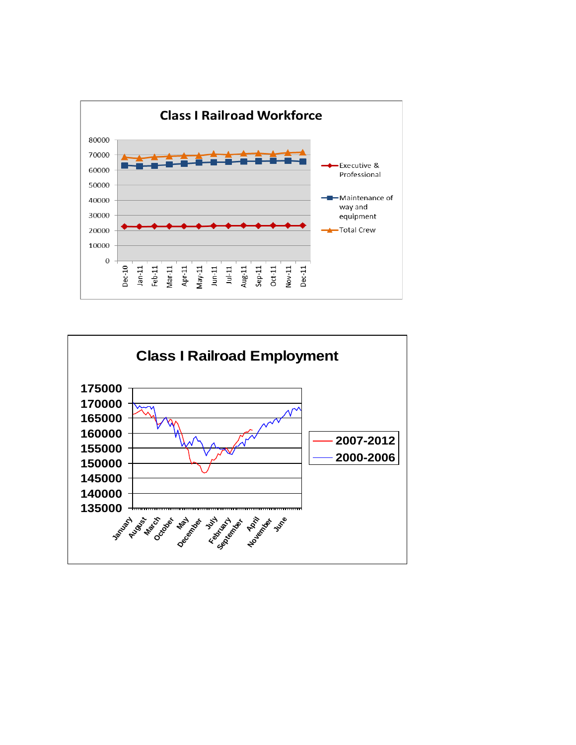Class I Railroad Workforce

80000
70000
60000
50000
40000
30000
20000
10000
0

Dec-10
Jan-11
Feb-11
Mar-11
Apr-11
May-11
Jun-11
Jul-11
Aug-11
Sep-11
Oct-11
Nov-11
Dec-11

Executive & Professional

Maintenance of way and equipment

Total Crew

Class I Railroad Employment

175000
170000
165000
160000
155000
150000
145000
140000
135000

January
August
March
October
May
December
July
February
September
April
November
June

2007-2012

2000-2006